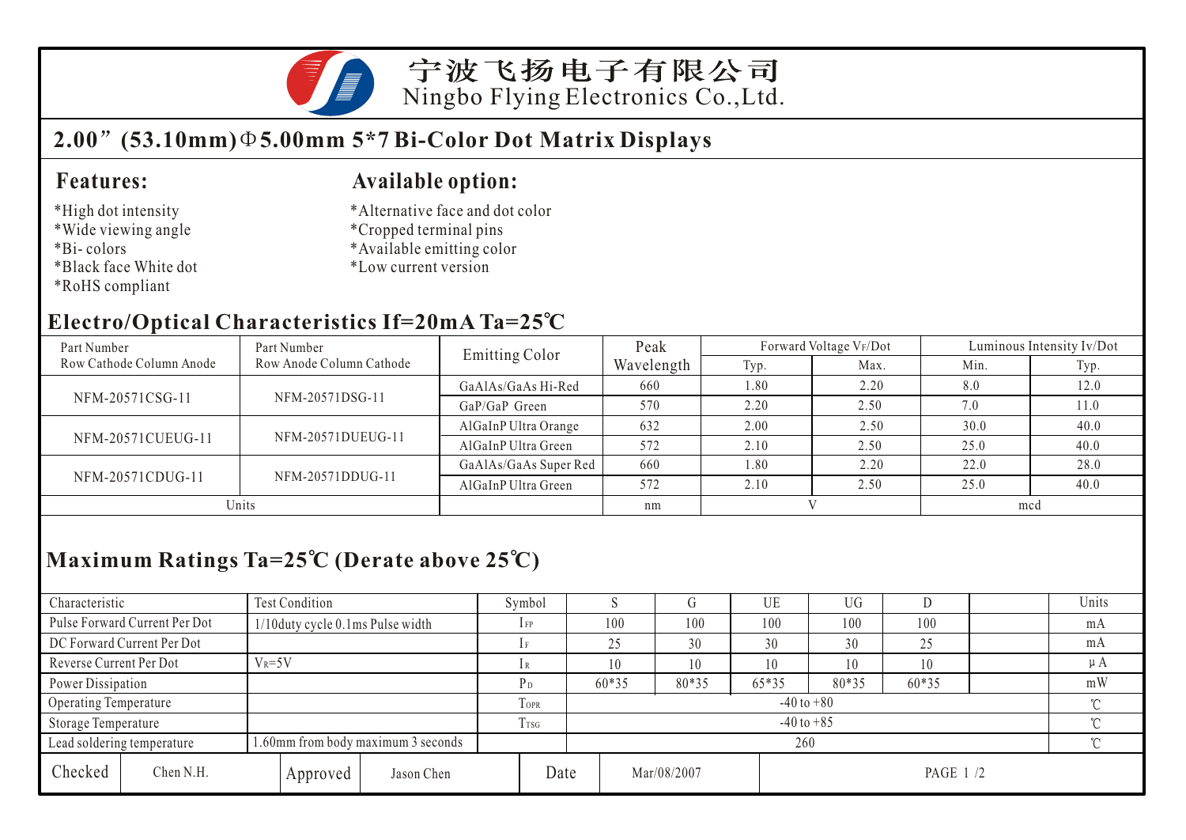宁波飞扬电子有限公司
Ningbo Flying Electronics Co.,Ltd.

# 2.00”(53.10mm)Φ5.00mm 5*7 Bi-Color Dot Matrix Displays

## Features:

*High dot intensity
*Wide viewing angle
*Bi- colors
*Black face White dot
*RoHS compliant

## Available option:

*Alternative face and dot color
*Cropped terminal pins
*Available emitting color
*Low current version

## Electro/Optical Characteristics If=20mA Ta=25℃

| Part Number Row Cathode Column Anode | Part Number Row Anode Column Cathode | Emitting Color | Peak Wavelength | Forward Voltage VF/Dot | | Luminous Intensity Iv/Dot | |
|---|---|---|---|---|---|---|---|
| | | | | Typ. | Max. | Min. | Typ. |
| NFM-20571CSG-11 | NFM-20571DSG-11 | GaAlAs/GaAs Hi-Red | 660 | 1.80 | 2.20 | 8.0 | 12.0 |
| | | GaP/GaP Green | 570 | 2.20 | 2.50 | 7.0 | 11.0 |
| NFM-20571CUEUG-11 | NFM-20571DUEUG-11 | AlGaInP Ultra Orange | 632 | 2.00 | 2.50 | 30.0 | 40.0 |
| | | AlGaInP Ultra Green | 572 | 2.10 | 2.50 | 25.0 | 40.0 |
| NFM-20571CDUG-11 | NFM-20571DDUG-11 | GaAlAs/GaAs Super Red | 660 | 1.80 | 2.20 | 22.0 | 28.0 |
| | | AlGaInP Ultra Green | 572 | 2.10 | 2.50 | 25.0 | 40.0 |
| Units | | | nm | V | | mcd | |

## Maximum Ratings Ta=25℃ (Derate above 25℃)

| Characteristic | Test Condition | Symbol | S | G | UE | UG | D | | Units |
|---|---|---|---|---|---|---|---|---|---|
| Pulse Forward Current Per Dot | 1/10duty cycle 0.1ms Pulse width | $I_{FP}$ | 100 | 100 | 100 | 100 | 100 | | mA |
| DC Forward Current Per Dot | | $I_F$ | 25 | 30 | 30 | 30 | 25 | | mA |
| Reverse Current Per Dot | $V_R$=5V | $I_R$ | 10 | 10 | 10 | 10 | 10 | | μA |
| Power Dissipation | | $P_D$ | 60*35 | 80*35 | 65*35 | 80*35 | 60*35 | | mW |
| Operating Temperature | | $T_{OPR}$ | -40 to +80 | | | | | | ℃ |
| Storage Temperature | | $T_{TSG}$ | -40 to +85 | | | | | | ℃ |
| Lead soldering temperature | 1.60mm from body maximum 3 seconds | | 260 | | | | | | ℃ |

| Checked | Chen N.H. | Approved | Jason Chen | Date | Mar/08/2007 |
|---|---|---|---|---|---|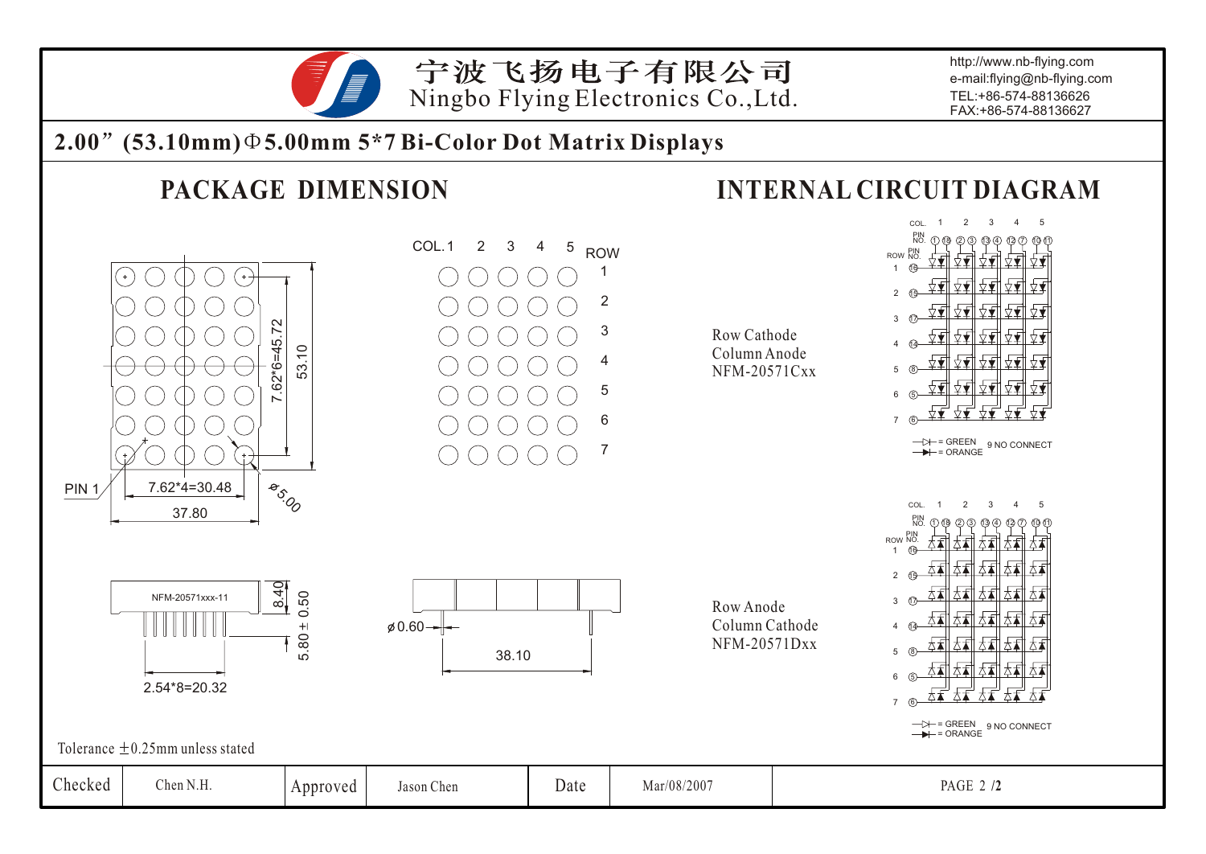宁波飞扬电子有限公司
Ningbo Flying Electronics Co.,Ltd.

http://www.nb-flying.com
e-mail:flying@nb-flying.com
TEL:+86-574-88136626
FAX:+86-574-88136627

## 2.00”(53.10mm)Φ5.00mm 5*7 Bi-Color Dot Matrix Displays

## PACKAGE DIMENSION

7.62*6=45.72
53.10
PIN 1
7.62*4=30.48
37.80
ø5.00

COL.1 2 3 4 5 ROW
1
2
3
4
5
6
7

NFM-20571xxx-11
8.40
5.80 ± 0.50
2.54*8=20.32

ø0.60
38.10

Tolerance ±0.25mm unless stated

## INTERNAL CIRCUIT DIAGRAM

Row Cathode
Column Anode
NFM-20571Cxx

COL. 1 2 3 4 5
PIN NO. 1 18 2 3 13 4 12 7 10 11
ROW PIN NO.
1 16
2 15
3 17
4 14
5 8
6 5
7 6

= GREEN
= ORANGE
9 NO CONNECT

Row Anode
Column Cathode
NFM-20571Dxx

COL. 1 2 3 4 5
PIN NO. 1 18 2 3 13 4 12 7 10 11
ROW PIN NO.
1 16
2 15
3 17
4 14
5 8
6 5
7 6

= GREEN
= ORANGE
9 NO CONNECT

| Checked | Chen N.H. | Approved | Jason Chen | Date | Mar/08/2007 |
|---|---|---|---|---|---|